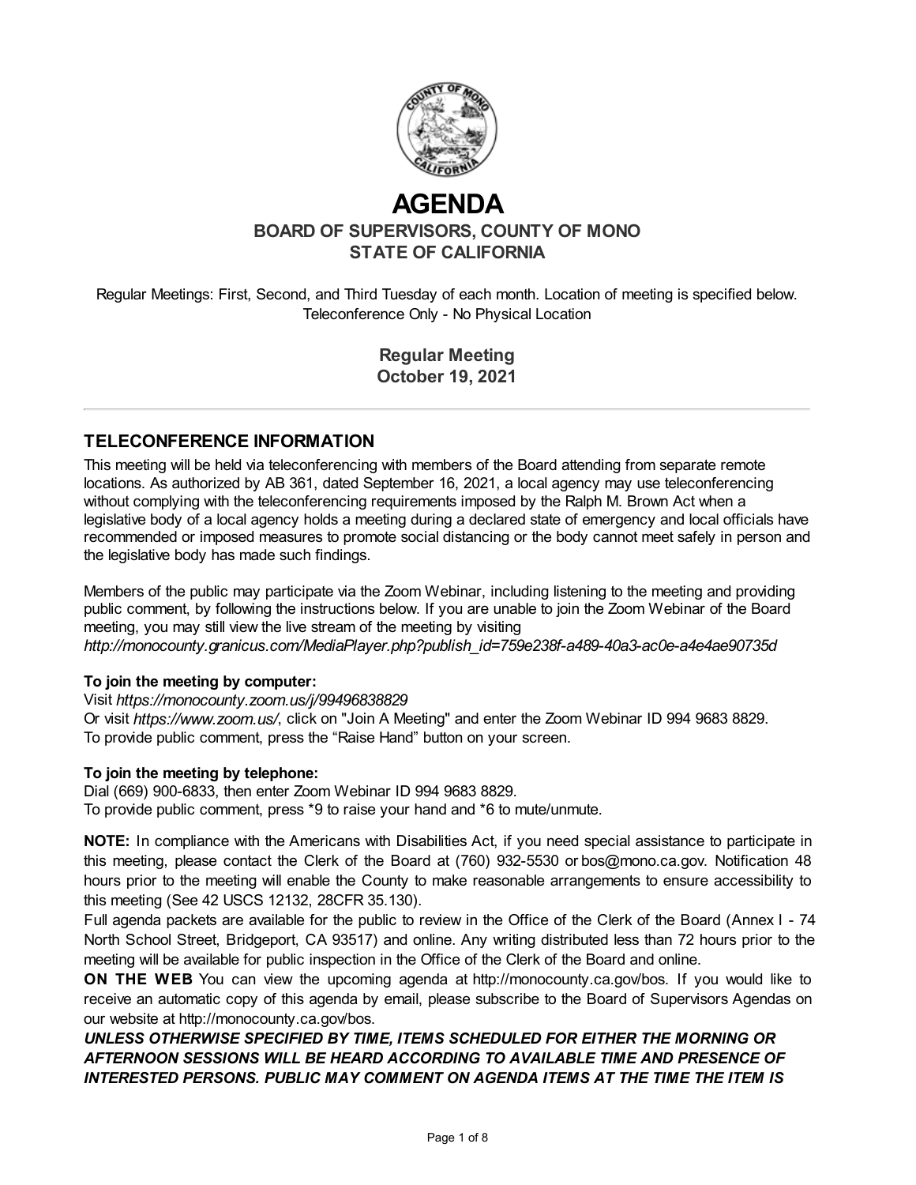# AGENDA

## BOARD OF SUPERVISORS, COUNTY OF MONO
## STATE OF CALIFORNIA

Regular Meetings: First, Second, and Third Tuesday of each month. Location of meeting is specified below.
Teleconference Only - No Physical Location

**Regular Meeting**
**October 19, 2021**

---

## TELECONFERENCE INFORMATION

This meeting will be held via teleconferencing with members of the Board attending from separate remote locations. As authorized by AB 361, dated September 16, 2021, a local agency may use teleconferencing without complying with the teleconferencing requirements imposed by the Ralph M. Brown Act when a legislative body of a local agency holds a meeting during a declared state of emergency and local officials have recommended or imposed measures to promote social distancing or the body cannot meet safely in person and the legislative body has made such findings.

Members of the public may participate via the Zoom Webinar, including listening to the meeting and providing public comment, by following the instructions below. If you are unable to join the Zoom Webinar of the Board meeting, you may still view the live stream of the meeting by visiting *http://monocounty.granicus.com/MediaPlayer.php?publish_id=759e238f-a489-40a3-ac0e-a4e4ae90735d*

**To join the meeting by computer:**
Visit *https://monocounty.zoom.us/j/99496838829*
Or visit *https://www.zoom.us/*, click on "Join A Meeting" and enter the Zoom Webinar ID 994 9683 8829.
To provide public comment, press the "Raise Hand" button on your screen.

**To join the meeting by telephone:**
Dial (669) 900-6833, then enter Zoom Webinar ID 994 9683 8829.
To provide public comment, press *9 to raise your hand and *6 to mute/unmute.

**NOTE:** In compliance with the Americans with Disabilities Act, if you need special assistance to participate in this meeting, please contact the Clerk of the Board at (760) 932-5530 or bos@mono.ca.gov. Notification 48 hours prior to the meeting will enable the County to make reasonable arrangements to ensure accessibility to this meeting (See 42 USCS 12132, 28CFR 35.130).
Full agenda packets are available for the public to review in the Office of the Clerk of the Board (Annex I - 74 North School Street, Bridgeport, CA 93517) and online. Any writing distributed less than 72 hours prior to the meeting will be available for public inspection in the Office of the Clerk of the Board and online.
**ON THE WEB** You can view the upcoming agenda at http://monocounty.ca.gov/bos. If you would like to receive an automatic copy of this agenda by email, please subscribe to the Board of Supervisors Agendas on our website at http://monocounty.ca.gov/bos.
***UNLESS OTHERWISE SPECIFIED BY TIME, ITEMS SCHEDULED FOR EITHER THE MORNING OR AFTERNOON SESSIONS WILL BE HEARD ACCORDING TO AVAILABLE TIME AND PRESENCE OF INTERESTED PERSONS. PUBLIC MAY COMMENT ON AGENDA ITEMS AT THE TIME THE ITEM IS***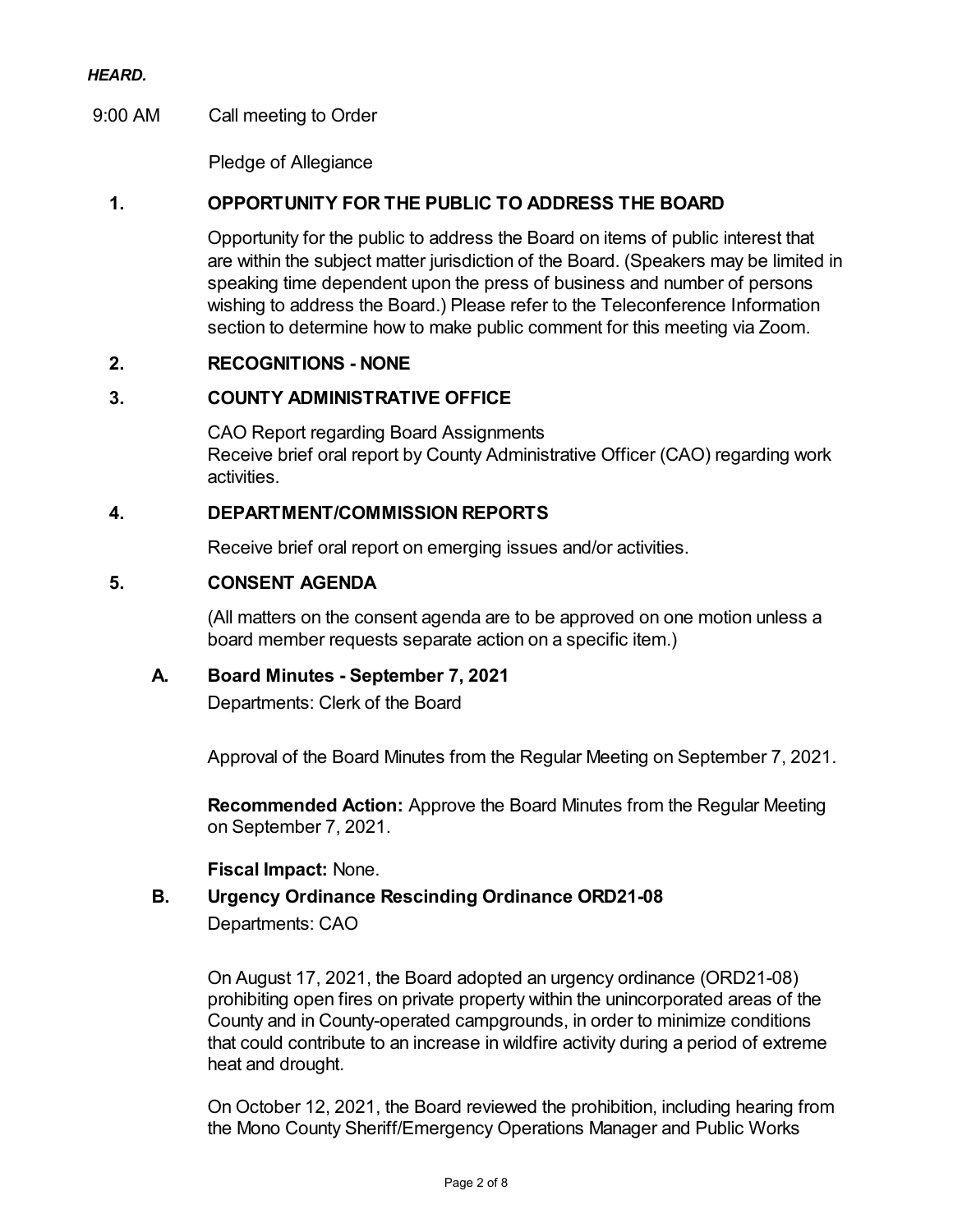***HEARD.***

9:00 AM Call meeting to Order

Pledge of Allegiance

## 1. OPPORTUNITY FOR THE PUBLIC TO ADDRESS THE BOARD

Opportunity for the public to address the Board on items of public interest that are within the subject matter jurisdiction of the Board. (Speakers may be limited in speaking time dependent upon the press of business and number of persons wishing to address the Board.) Please refer to the Teleconference Information section to determine how to make public comment for this meeting via Zoom.

## 2. RECOGNITIONS - NONE

## 3. COUNTY ADMINISTRATIVE OFFICE

CAO Report regarding Board Assignments
Receive brief oral report by County Administrative Officer (CAO) regarding work activities.

## 4. DEPARTMENT/COMMISSION REPORTS

Receive brief oral report on emerging issues and/or activities.

## 5. CONSENT AGENDA

(All matters on the consent agenda are to be approved on one motion unless a board member requests separate action on a specific item.)

### A. Board Minutes - September 7, 2021

Departments: Clerk of the Board

Approval of the Board Minutes from the Regular Meeting on September 7, 2021.

**Recommended Action:** Approve the Board Minutes from the Regular Meeting on September 7, 2021.

**Fiscal Impact:** None.

### B. Urgency Ordinance Rescinding Ordinance ORD21-08

Departments: CAO

On August 17, 2021, the Board adopted an urgency ordinance (ORD21-08) prohibiting open fires on private property within the unincorporated areas of the County and in County-operated campgrounds, in order to minimize conditions that could contribute to an increase in wildfire activity during a period of extreme heat and drought.

On October 12, 2021, the Board reviewed the prohibition, including hearing from the Mono County Sheriff/Emergency Operations Manager and Public Works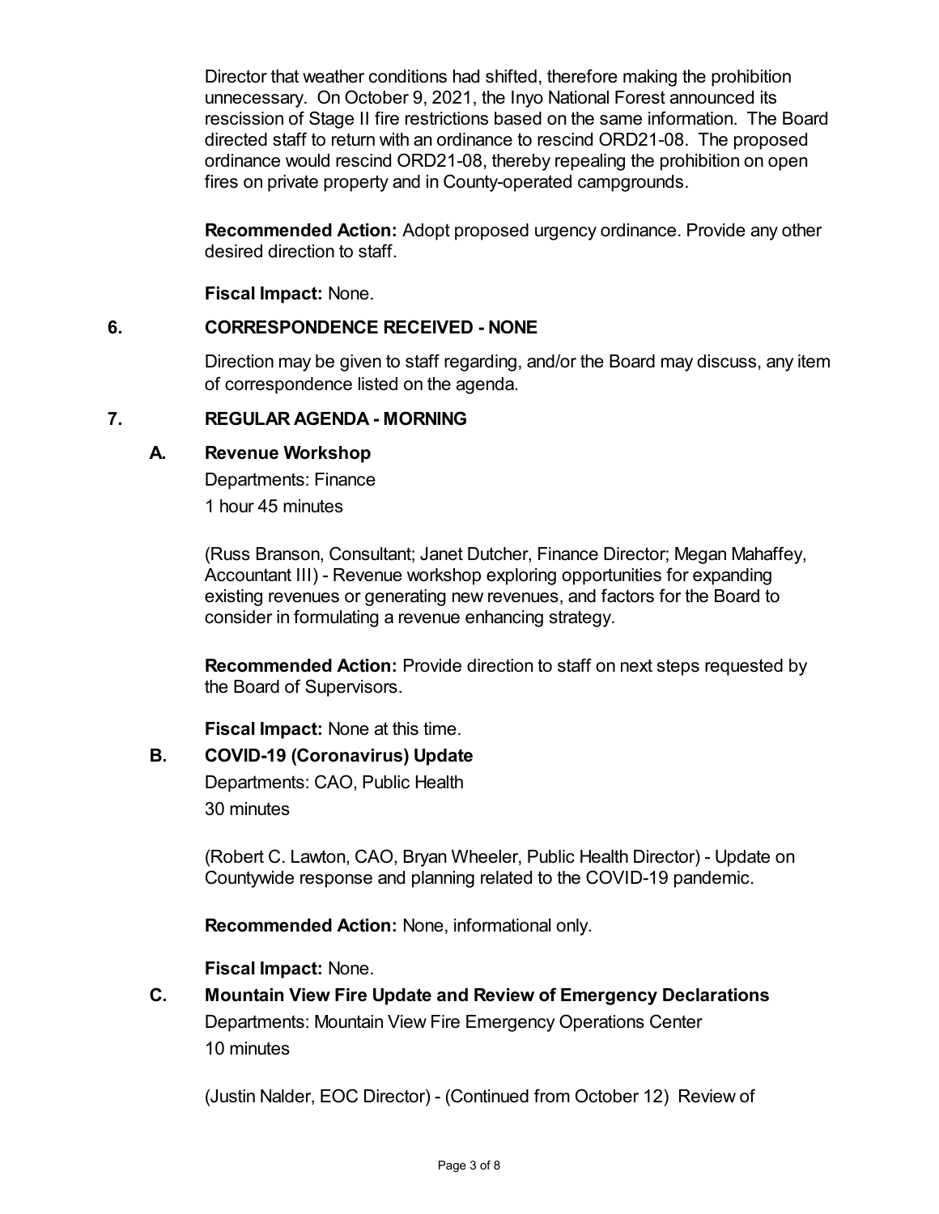Director that weather conditions had shifted, therefore making the prohibition unnecessary. On October 9, 2021, the Inyo National Forest announced its rescission of Stage II fire restrictions based on the same information. The Board directed staff to return with an ordinance to rescind ORD21-08. The proposed ordinance would rescind ORD21-08, thereby repealing the prohibition on open fires on private property and in County-operated campgrounds.

**Recommended Action:** Adopt proposed urgency ordinance. Provide any other desired direction to staff.

**Fiscal Impact:** None.

## 6. CORRESPONDENCE RECEIVED - NONE

Direction may be given to staff regarding, and/or the Board may discuss, any item of correspondence listed on the agenda.

## 7. REGULAR AGENDA - MORNING

### A. Revenue Workshop

Departments: Finance

1 hour 45 minutes

(Russ Branson, Consultant; Janet Dutcher, Finance Director; Megan Mahaffey, Accountant III) - Revenue workshop exploring opportunities for expanding existing revenues or generating new revenues, and factors for the Board to consider in formulating a revenue enhancing strategy.

**Recommended Action:** Provide direction to staff on next steps requested by the Board of Supervisors.

**Fiscal Impact:** None at this time.

### B. COVID-19 (Coronavirus) Update

Departments: CAO, Public Health

30 minutes

(Robert C. Lawton, CAO, Bryan Wheeler, Public Health Director) - Update on Countywide response and planning related to the COVID-19 pandemic.

**Recommended Action:** None, informational only.

**Fiscal Impact:** None.

### C. Mountain View Fire Update and Review of Emergency Declarations

Departments: Mountain View Fire Emergency Operations Center

10 minutes

(Justin Nalder, EOC Director) - (Continued from October 12) Review of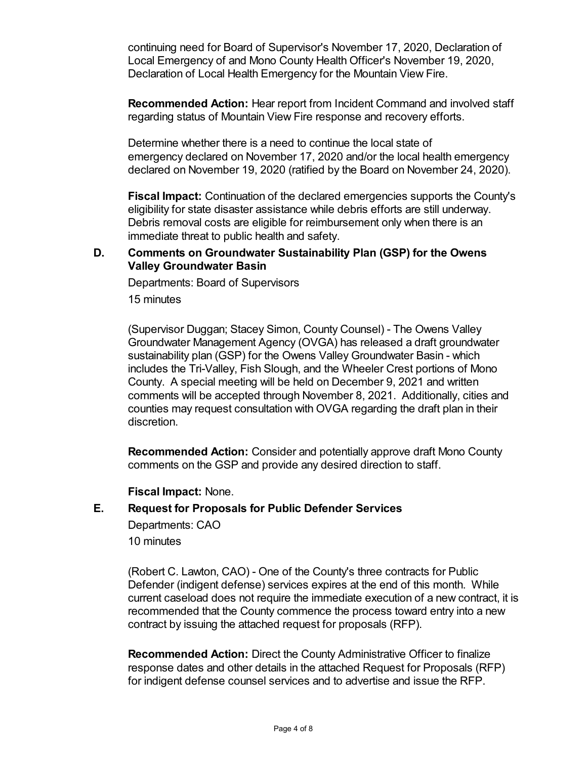continuing need for Board of Supervisor's November 17, 2020, Declaration of Local Emergency of and Mono County Health Officer's November 19, 2020, Declaration of Local Health Emergency for the Mountain View Fire.

**Recommended Action:** Hear report from Incident Command and involved staff regarding status of Mountain View Fire response and recovery efforts.

Determine whether there is a need to continue the local state of emergency declared on November 17, 2020 and/or the local health emergency declared on November 19, 2020 (ratified by the Board on November 24, 2020).

**Fiscal Impact:** Continuation of the declared emergencies supports the County's eligibility for state disaster assistance while debris efforts are still underway. Debris removal costs are eligible for reimbursement only when there is an immediate threat to public health and safety.

**D. Comments on Groundwater Sustainability Plan (GSP) for the Owens Valley Groundwater Basin**

Departments: Board of Supervisors

15 minutes

(Supervisor Duggan; Stacey Simon, County Counsel) - The Owens Valley Groundwater Management Agency (OVGA) has released a draft groundwater sustainability plan (GSP) for the Owens Valley Groundwater Basin - which includes the Tri-Valley, Fish Slough, and the Wheeler Crest portions of Mono County. A special meeting will be held on December 9, 2021 and written comments will be accepted through November 8, 2021. Additionally, cities and counties may request consultation with OVGA regarding the draft plan in their discretion.

**Recommended Action:** Consider and potentially approve draft Mono County comments on the GSP and provide any desired direction to staff.

**Fiscal Impact:** None.

**E. Request for Proposals for Public Defender Services**

Departments: CAO

10 minutes

(Robert C. Lawton, CAO) - One of the County's three contracts for Public Defender (indigent defense) services expires at the end of this month. While current caseload does not require the immediate execution of a new contract, it is recommended that the County commence the process toward entry into a new contract by issuing the attached request for proposals (RFP).

**Recommended Action:** Direct the County Administrative Officer to finalize response dates and other details in the attached Request for Proposals (RFP) for indigent defense counsel services and to advertise and issue the RFP.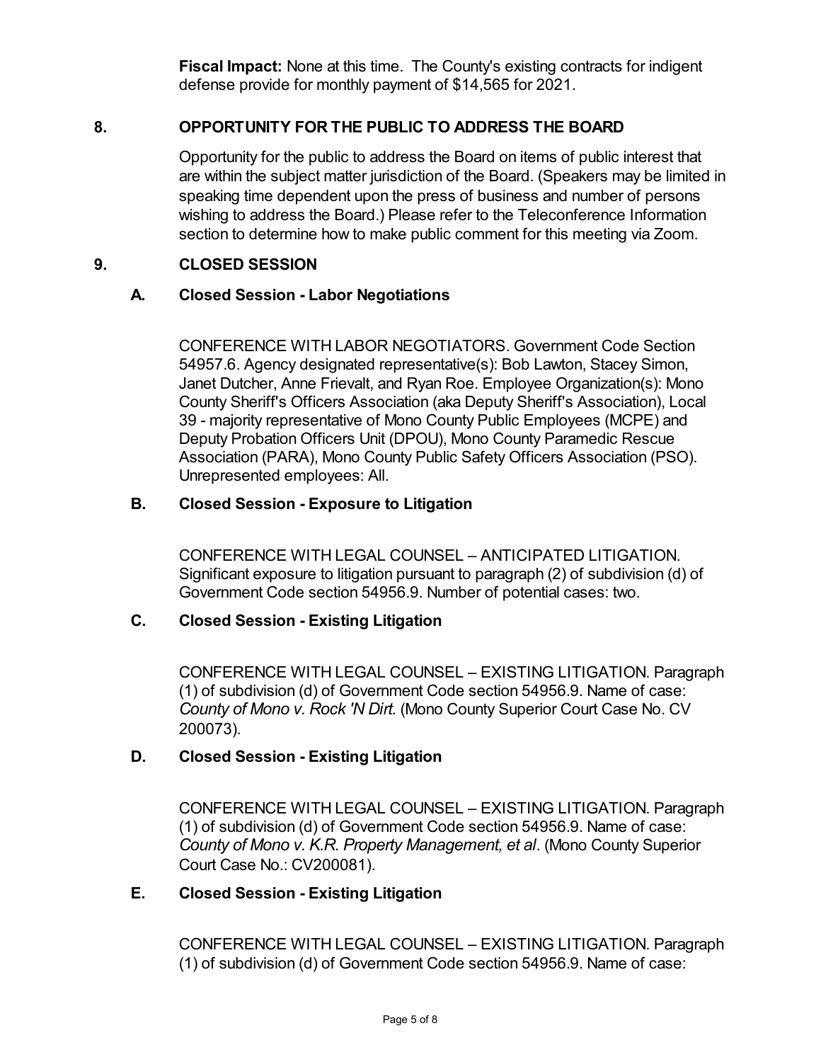**Fiscal Impact:** None at this time. The County's existing contracts for indigent defense provide for monthly payment of $14,565 for 2021.

## 8. OPPORTUNITY FOR THE PUBLIC TO ADDRESS THE BOARD

Opportunity for the public to address the Board on items of public interest that are within the subject matter jurisdiction of the Board. (Speakers may be limited in speaking time dependent upon the press of business and number of persons wishing to address the Board.) Please refer to the Teleconference Information section to determine how to make public comment for this meeting via Zoom.

## 9. CLOSED SESSION

### A. Closed Session - Labor Negotiations

CONFERENCE WITH LABOR NEGOTIATORS. Government Code Section 54957.6. Agency designated representative(s): Bob Lawton, Stacey Simon, Janet Dutcher, Anne Frievalt, and Ryan Roe. Employee Organization(s): Mono County Sheriff's Officers Association (aka Deputy Sheriff's Association), Local 39 - majority representative of Mono County Public Employees (MCPE) and Deputy Probation Officers Unit (DPOU), Mono County Paramedic Rescue Association (PARA), Mono County Public Safety Officers Association (PSO). Unrepresented employees: All.

### B. Closed Session - Exposure to Litigation

CONFERENCE WITH LEGAL COUNSEL – ANTICIPATED LITIGATION. Significant exposure to litigation pursuant to paragraph (2) of subdivision (d) of Government Code section 54956.9. Number of potential cases: two.

### C. Closed Session - Existing Litigation

CONFERENCE WITH LEGAL COUNSEL – EXISTING LITIGATION. Paragraph (1) of subdivision (d) of Government Code section 54956.9. Name of case: *County of Mono v. Rock 'N Dirt.* (Mono County Superior Court Case No. CV 200073).

### D. Closed Session - Existing Litigation

CONFERENCE WITH LEGAL COUNSEL – EXISTING LITIGATION. Paragraph (1) of subdivision (d) of Government Code section 54956.9. Name of case: *County of Mono v. K.R. Property Management, et al*. (Mono County Superior Court Case No.: CV200081).

### E. Closed Session - Existing Litigation

CONFERENCE WITH LEGAL COUNSEL – EXISTING LITIGATION. Paragraph (1) of subdivision (d) of Government Code section 54956.9. Name of case: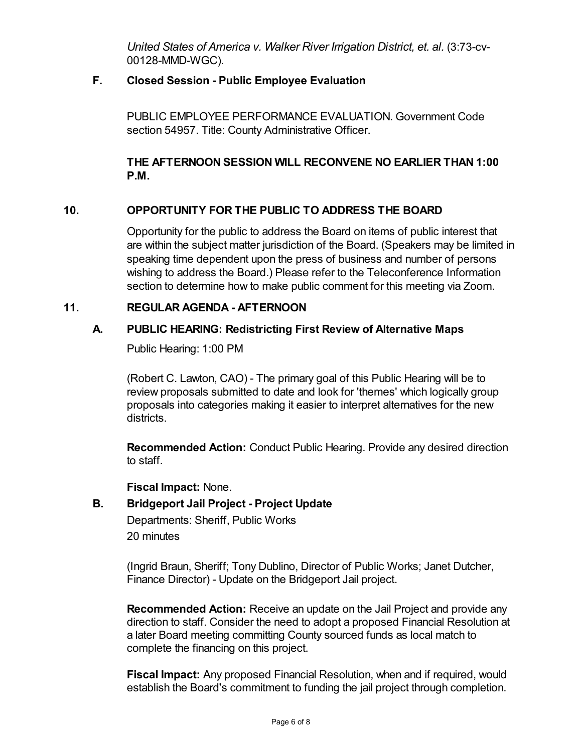*United States of America v. Walker River Irrigation District, et. al*. (3:73-cv-00128-MMD-WGC).

### F. Closed Session - Public Employee Evaluation

PUBLIC EMPLOYEE PERFORMANCE EVALUATION. Government Code section 54957. Title: County Administrative Officer.

**THE AFTERNOON SESSION WILL RECONVENE NO EARLIER THAN 1:00 P.M.**

## 10. OPPORTUNITY FOR THE PUBLIC TO ADDRESS THE BOARD

Opportunity for the public to address the Board on items of public interest that are within the subject matter jurisdiction of the Board. (Speakers may be limited in speaking time dependent upon the press of business and number of persons wishing to address the Board.) Please refer to the Teleconference Information section to determine how to make public comment for this meeting via Zoom.

## 11. REGULAR AGENDA - AFTERNOON

### A. PUBLIC HEARING: Redistricting First Review of Alternative Maps

Public Hearing: 1:00 PM

(Robert C. Lawton, CAO) - The primary goal of this Public Hearing will be to review proposals submitted to date and look for 'themes' which logically group proposals into categories making it easier to interpret alternatives for the new districts.

**Recommended Action:** Conduct Public Hearing. Provide any desired direction to staff.

**Fiscal Impact:** None.

### B. Bridgeport Jail Project - Project Update

Departments: Sheriff, Public Works
20 minutes

(Ingrid Braun, Sheriff; Tony Dublino, Director of Public Works; Janet Dutcher, Finance Director) - Update on the Bridgeport Jail project.

**Recommended Action:** Receive an update on the Jail Project and provide any direction to staff. Consider the need to adopt a proposed Financial Resolution at a later Board meeting committing County sourced funds as local match to complete the financing on this project.

**Fiscal Impact:** Any proposed Financial Resolution, when and if required, would establish the Board's commitment to funding the jail project through completion.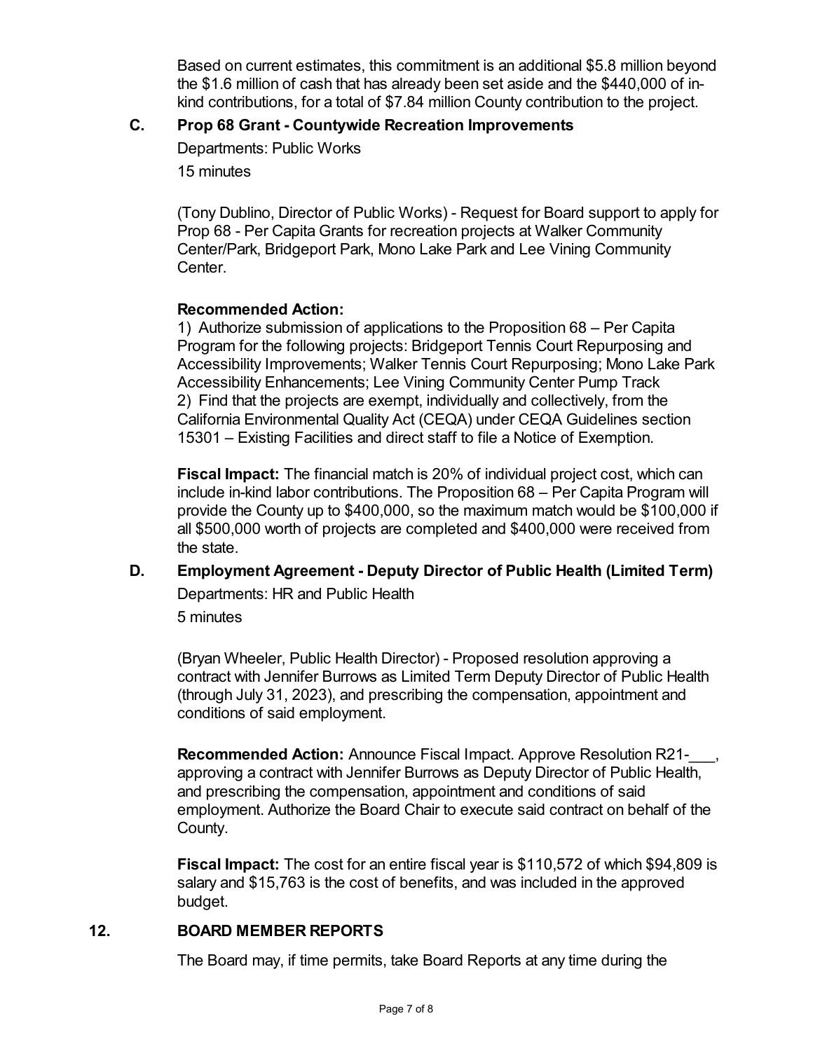Based on current estimates, this commitment is an additional $5.8 million beyond the $1.6 million of cash that has already been set aside and the $440,000 of in-kind contributions, for a total of $7.84 million County contribution to the project.

### C. Prop 68 Grant - Countywide Recreation Improvements

Departments: Public Works

15 minutes

(Tony Dublino, Director of Public Works) - Request for Board support to apply for Prop 68 - Per Capita Grants for recreation projects at Walker Community Center/Park, Bridgeport Park, Mono Lake Park and Lee Vining Community Center.

**Recommended Action:**
1) Authorize submission of applications to the Proposition 68 – Per Capita Program for the following projects: Bridgeport Tennis Court Repurposing and Accessibility Improvements; Walker Tennis Court Repurposing; Mono Lake Park Accessibility Enhancements; Lee Vining Community Center Pump Track
2) Find that the projects are exempt, individually and collectively, from the California Environmental Quality Act (CEQA) under CEQA Guidelines section 15301 – Existing Facilities and direct staff to file a Notice of Exemption.

**Fiscal Impact:** The financial match is 20% of individual project cost, which can include in-kind labor contributions. The Proposition 68 – Per Capita Program will provide the County up to $400,000, so the maximum match would be $100,000 if all $500,000 worth of projects are completed and $400,000 were received from the state.

### D. Employment Agreement - Deputy Director of Public Health (Limited Term)

Departments: HR and Public Health

5 minutes

(Bryan Wheeler, Public Health Director) - Proposed resolution approving a contract with Jennifer Burrows as Limited Term Deputy Director of Public Health (through July 31, 2023), and prescribing the compensation, appointment and conditions of said employment.

**Recommended Action:** Announce Fiscal Impact. Approve Resolution R21-___, approving a contract with Jennifer Burrows as Deputy Director of Public Health, and prescribing the compensation, appointment and conditions of said employment. Authorize the Board Chair to execute said contract on behalf of the County.

**Fiscal Impact:** The cost for an entire fiscal year is $110,572 of which $94,809 is salary and $15,763 is the cost of benefits, and was included in the approved budget.

## 12. BOARD MEMBER REPORTS

The Board may, if time permits, take Board Reports at any time during the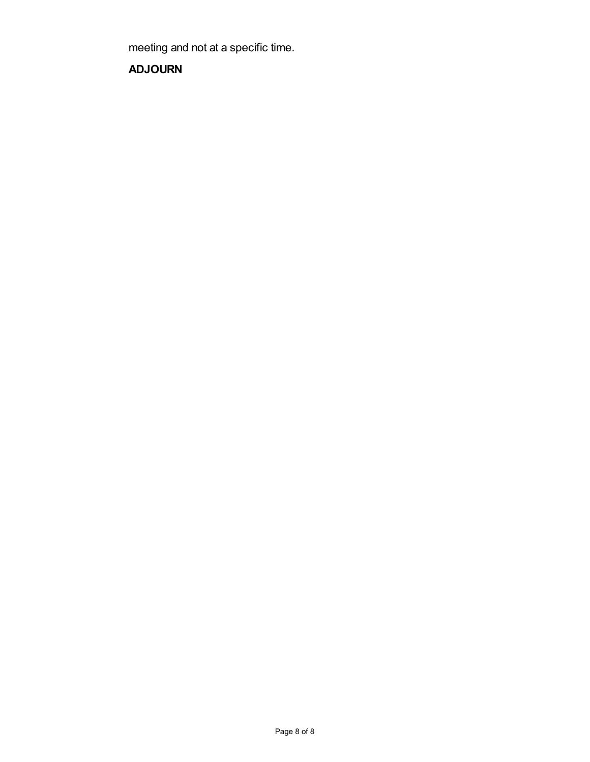meeting and not at a specific time.

**ADJOURN**